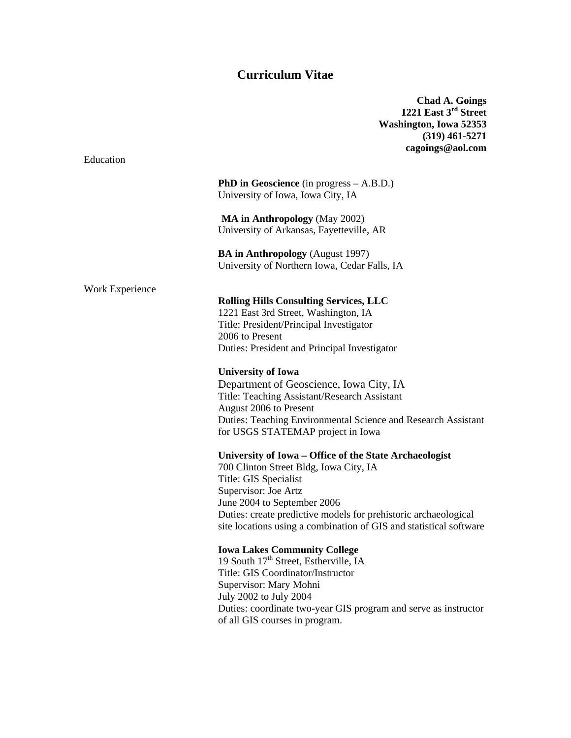# Curriculum Vitae

**Chad A. Goings**
**1221 East 3rd Street**
**Washington, Iowa 52353**
**(319) 461-5271**
**cagoings@aol.com**

## Education

**PhD in Geoscience** (in progress – A.B.D.)
University of Iowa, Iowa City, IA

**MA in Anthropology** (May 2002)
University of Arkansas, Fayetteville, AR

**BA in Anthropology** (August 1997)
University of Northern Iowa, Cedar Falls, IA

## Work Experience

**Rolling Hills Consulting Services, LLC**
1221 East 3rd Street, Washington, IA
Title: President/Principal Investigator
2006 to Present
Duties: President and Principal Investigator

**University of Iowa**
Department of Geoscience, Iowa City, IA
Title: Teaching Assistant/Research Assistant
August 2006 to Present
Duties: Teaching Environmental Science and Research Assistant for USGS STATEMAP project in Iowa

**University of Iowa – Office of the State Archaeologist**
700 Clinton Street Bldg, Iowa City, IA
Title: GIS Specialist
Supervisor: Joe Artz
June 2004 to September 2006
Duties: create predictive models for prehistoric archaeological site locations using a combination of GIS and statistical software

**Iowa Lakes Community College**
19 South 17th Street, Estherville, IA
Title: GIS Coordinator/Instructor
Supervisor: Mary Mohni
July 2002 to July 2004
Duties: coordinate two-year GIS program and serve as instructor of all GIS courses in program.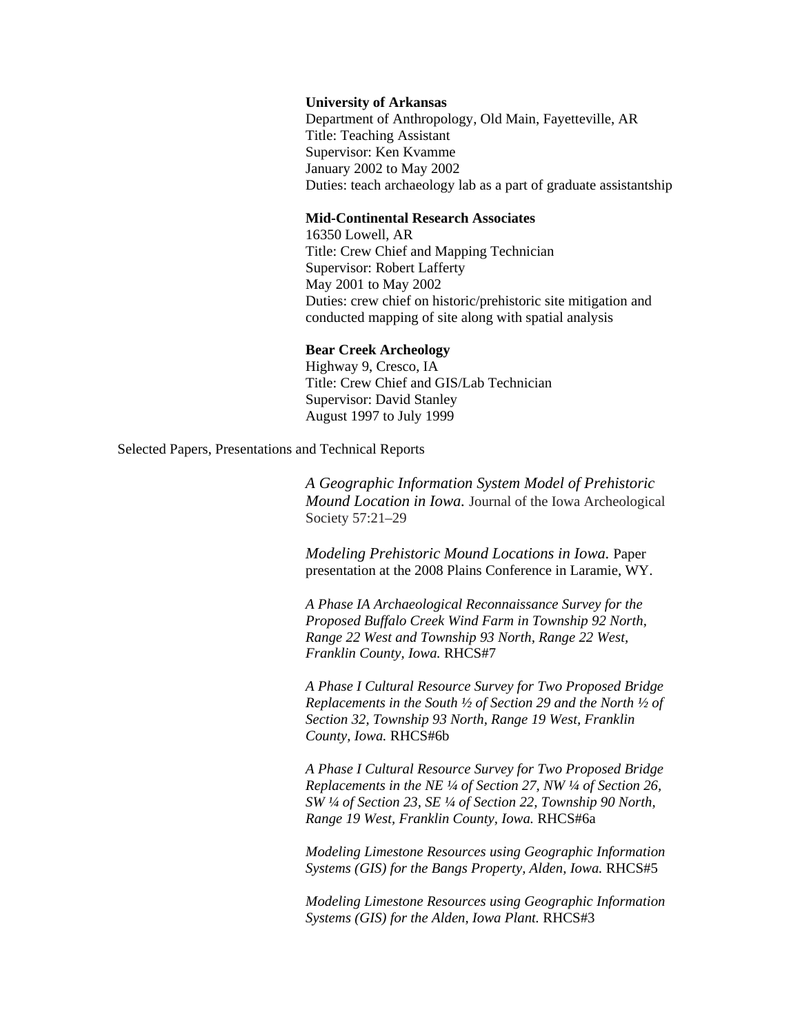**University of Arkansas**
Department of Anthropology, Old Main, Fayetteville, AR
Title: Teaching Assistant
Supervisor: Ken Kvamme
January 2002 to May 2002
Duties: teach archaeology lab as a part of graduate assistantship

**Mid-Continental Research Associates**
16350 Lowell, AR
Title: Crew Chief and Mapping Technician
Supervisor: Robert Lafferty
May 2001 to May 2002
Duties: crew chief on historic/prehistoric site mitigation and conducted mapping of site along with spatial analysis

**Bear Creek Archeology**
Highway 9, Cresco, IA
Title: Crew Chief and GIS/Lab Technician
Supervisor: David Stanley
August 1997 to July 1999

Selected Papers, Presentations and Technical Reports

*A Geographic Information System Model of Prehistoric Mound Location in Iowa.* Journal of the Iowa Archeological Society 57:21–29

*Modeling Prehistoric Mound Locations in Iowa.* Paper presentation at the 2008 Plains Conference in Laramie, WY.

*A Phase IA Archaeological Reconnaissance Survey for the Proposed Buffalo Creek Wind Farm in Township 92 North, Range 22 West and Township 93 North, Range 22 West, Franklin County, Iowa.* RHCS#7

*A Phase I Cultural Resource Survey for Two Proposed Bridge Replacements in the South ½ of Section 29 and the North ½ of Section 32, Township 93 North, Range 19 West, Franklin County, Iowa.* RHCS#6b

*A Phase I Cultural Resource Survey for Two Proposed Bridge Replacements in the NE ¼ of Section 27, NW ¼ of Section 26, SW ¼ of Section 23, SE ¼ of Section 22, Township 90 North, Range 19 West, Franklin County, Iowa.* RHCS#6a

*Modeling Limestone Resources using Geographic Information Systems (GIS) for the Bangs Property, Alden, Iowa.* RHCS#5

*Modeling Limestone Resources using Geographic Information Systems (GIS) for the Alden, Iowa Plant.* RHCS#3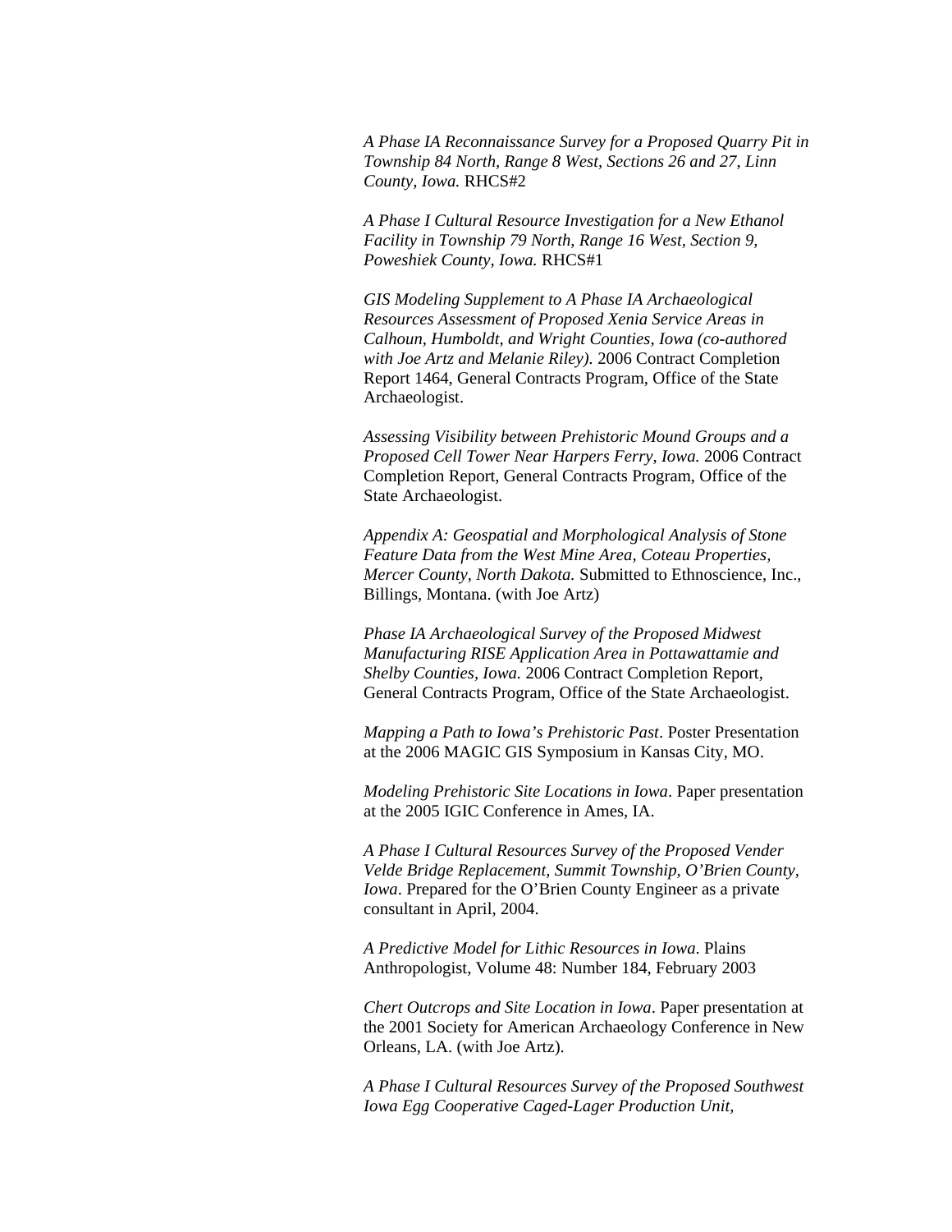*A Phase IA Reconnaissance Survey for a Proposed Quarry Pit in Township 84 North, Range 8 West, Sections 26 and 27, Linn County, Iowa.* RHCS#2

*A Phase I Cultural Resource Investigation for a New Ethanol Facility in Township 79 North, Range 16 West, Section 9, Poweshiek County, Iowa.* RHCS#1

*GIS Modeling Supplement to A Phase IA Archaeological Resources Assessment of Proposed Xenia Service Areas in Calhoun, Humboldt, and Wright Counties, Iowa (co-authored with Joe Artz and Melanie Riley).* 2006 Contract Completion Report 1464, General Contracts Program, Office of the State Archaeologist.

*Assessing Visibility between Prehistoric Mound Groups and a Proposed Cell Tower Near Harpers Ferry, Iowa.* 2006 Contract Completion Report, General Contracts Program, Office of the State Archaeologist.

*Appendix A: Geospatial and Morphological Analysis of Stone Feature Data from the West Mine Area, Coteau Properties, Mercer County, North Dakota.* Submitted to Ethnoscience, Inc., Billings, Montana. (with Joe Artz)

*Phase IA Archaeological Survey of the Proposed Midwest Manufacturing RISE Application Area in Pottawattamie and Shelby Counties, Iowa.* 2006 Contract Completion Report, General Contracts Program, Office of the State Archaeologist.

*Mapping a Path to Iowa's Prehistoric Past*. Poster Presentation at the 2006 MAGIC GIS Symposium in Kansas City, MO.

*Modeling Prehistoric Site Locations in Iowa*. Paper presentation at the 2005 IGIC Conference in Ames, IA.

*A Phase I Cultural Resources Survey of the Proposed Vender Velde Bridge Replacement, Summit Township, O'Brien County, Iowa*. Prepared for the O'Brien County Engineer as a private consultant in April, 2004.

*A Predictive Model for Lithic Resources in Iowa*. Plains Anthropologist, Volume 48: Number 184, February 2003

*Chert Outcrops and Site Location in Iowa*. Paper presentation at the 2001 Society for American Archaeology Conference in New Orleans, LA. (with Joe Artz).

*A Phase I Cultural Resources Survey of the Proposed Southwest Iowa Egg Cooperative Caged-Lager Production Unit,*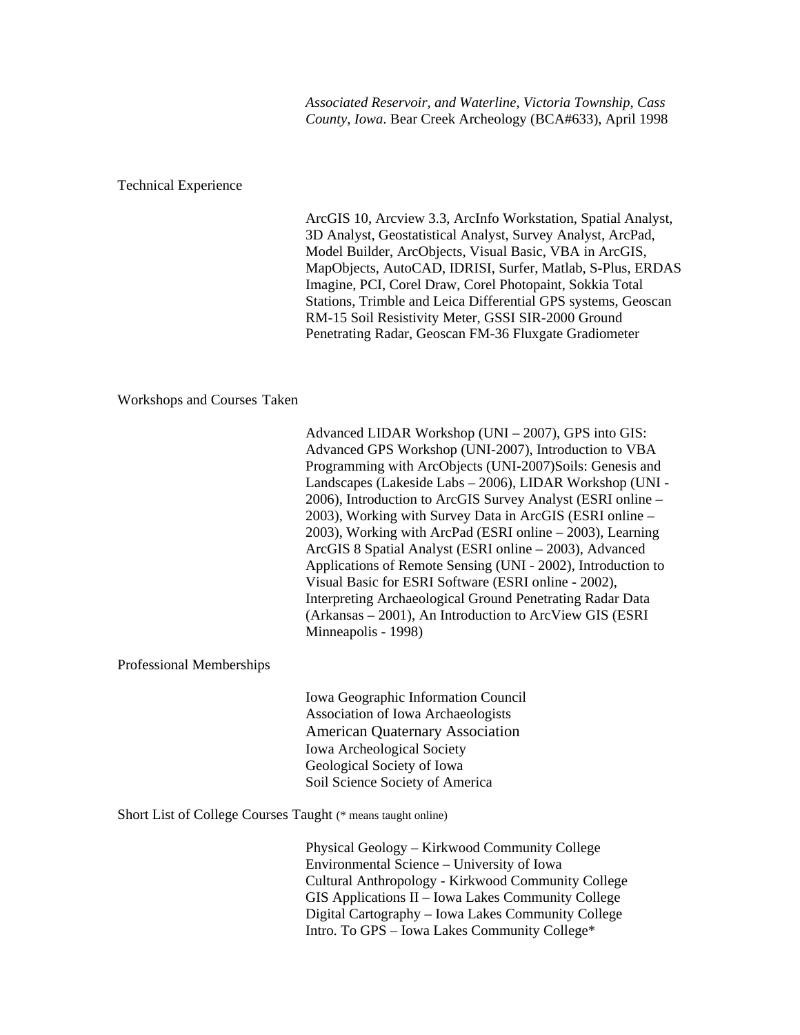*Associated Reservoir, and Waterline, Victoria Township, Cass County, Iowa*. Bear Creek Archeology (BCA#633), April 1998

## Technical Experience

ArcGIS 10, Arcview 3.3, ArcInfo Workstation, Spatial Analyst, 3D Analyst, Geostatistical Analyst, Survey Analyst, ArcPad, Model Builder, ArcObjects, Visual Basic, VBA in ArcGIS, MapObjects, AutoCAD, IDRISI, Surfer, Matlab, S-Plus, ERDAS Imagine, PCI, Corel Draw, Corel Photopaint, Sokkia Total Stations, Trimble and Leica Differential GPS systems, Geoscan RM-15 Soil Resistivity Meter, GSSI SIR-2000 Ground Penetrating Radar, Geoscan FM-36 Fluxgate Gradiometer

## Workshops and Courses Taken

Advanced LIDAR Workshop (UNI – 2007), GPS into GIS: Advanced GPS Workshop (UNI-2007), Introduction to VBA Programming with ArcObjects (UNI-2007)Soils: Genesis and Landscapes (Lakeside Labs – 2006), LIDAR Workshop (UNI - 2006), Introduction to ArcGIS Survey Analyst (ESRI online – 2003), Working with Survey Data in ArcGIS (ESRI online – 2003), Working with ArcPad (ESRI online – 2003), Learning ArcGIS 8 Spatial Analyst (ESRI online – 2003), Advanced Applications of Remote Sensing (UNI - 2002), Introduction to Visual Basic for ESRI Software (ESRI online - 2002), Interpreting Archaeological Ground Penetrating Radar Data (Arkansas – 2001), An Introduction to ArcView GIS (ESRI Minneapolis - 1998)

## Professional Memberships

Iowa Geographic Information Council
Association of Iowa Archaeologists
American Quaternary Association
Iowa Archeological Society
Geological Society of Iowa
Soil Science Society of America

## Short List of College Courses Taught (* means taught online)

Physical Geology – Kirkwood Community College
Environmental Science – University of Iowa
Cultural Anthropology - Kirkwood Community College
GIS Applications II – Iowa Lakes Community College
Digital Cartography – Iowa Lakes Community College
Intro. To GPS – Iowa Lakes Community College*